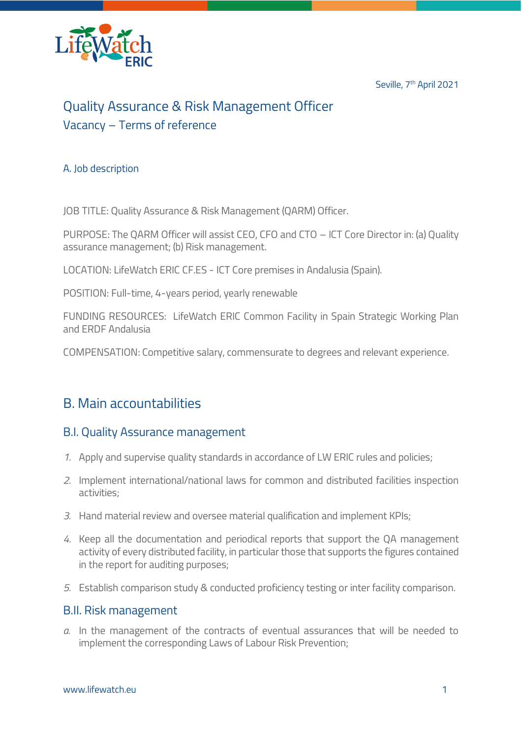Seville, 7th April 2021

# Quality Assurance & Risk Management Officer

## Vacancy – Terms of reference

### A. Job description

JOB TITLE: Quality Assurance & Risk Management (QARM) Officer.

PURPOSE: The QARM Officer will assist CEO, CFO and CTO – ICT Core Director in: (a) Quality assurance management; (b) Risk management.

LOCATION: LifeWatch ERIC CF.ES - ICT Core premises in Andalusia (Spain).

POSITION: Full-time, 4-years period, yearly renewable

FUNDING RESOURCES: LifeWatch ERIC Common Facility in Spain Strategic Working Plan and ERDF Andalusia

COMPENSATION: Competitive salary, commensurate to degrees and relevant experience.

## B. Main accountabilities

### B.I. Quality Assurance management

1. Apply and supervise quality standards in accordance of LW ERIC rules and policies;
2. Implement international/national laws for common and distributed facilities inspection activities;
3. Hand material review and oversee material qualification and implement KPIs;
4. Keep all the documentation and periodical reports that support the QA management activity of every distributed facility, in particular those that supports the figures contained in the report for auditing purposes;
5. Establish comparison study & conducted proficiency testing or inter facility comparison.

### B.II. Risk management

a. In the management of the contracts of eventual assurances that will be needed to implement the corresponding Laws of Labour Risk Prevention;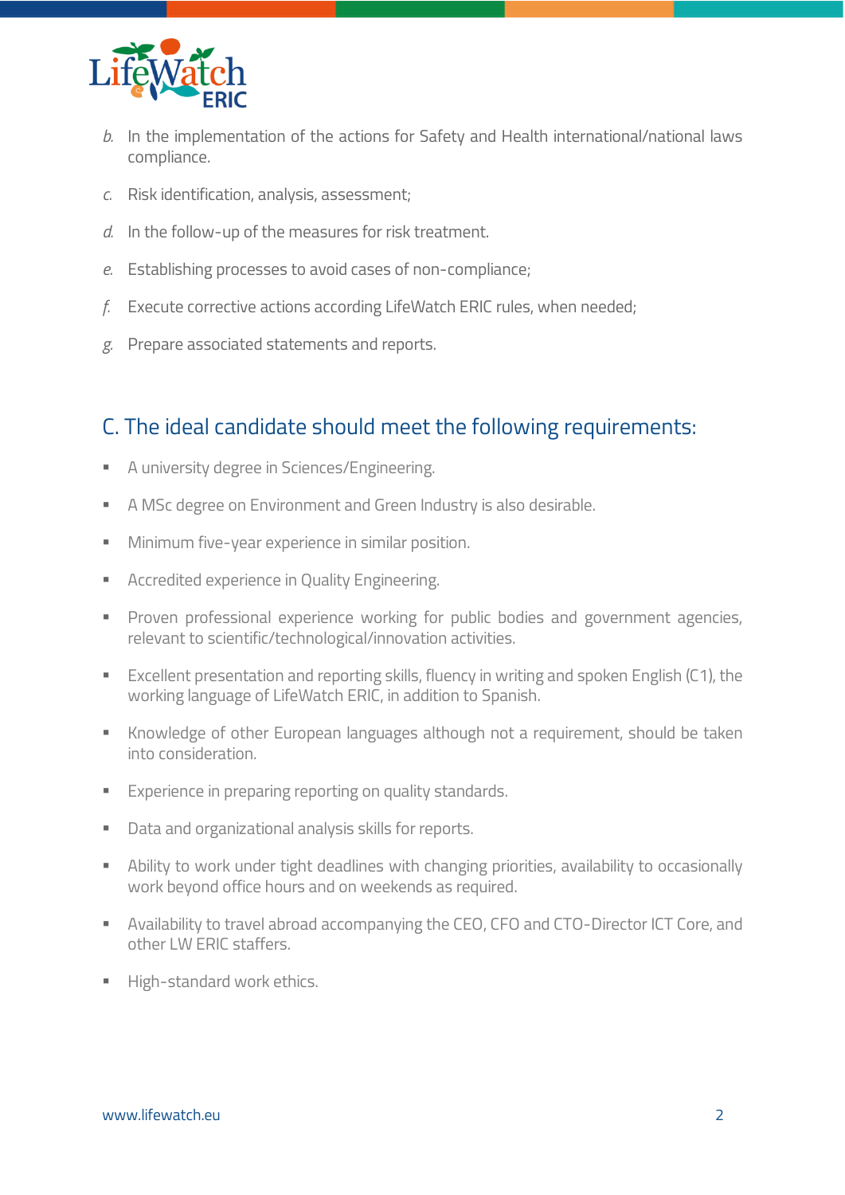b. In the implementation of the actions for Safety and Health international/national laws compliance.

c. Risk identification, analysis, assessment;

d. In the follow-up of the measures for risk treatment.

e. Establishing processes to avoid cases of non-compliance;

f. Execute corrective actions according LifeWatch ERIC rules, when needed;

g. Prepare associated statements and reports.

## C. The ideal candidate should meet the following requirements:

- A university degree in Sciences/Engineering.
- A MSc degree on Environment and Green Industry is also desirable.
- Minimum five-year experience in similar position.
- Accredited experience in Quality Engineering.
- Proven professional experience working for public bodies and government agencies, relevant to scientific/technological/innovation activities.
- Excellent presentation and reporting skills, fluency in writing and spoken English (C1), the working language of LifeWatch ERIC, in addition to Spanish.
- Knowledge of other European languages although not a requirement, should be taken into consideration.
- Experience in preparing reporting on quality standards.
- Data and organizational analysis skills for reports.
- Ability to work under tight deadlines with changing priorities, availability to occasionally work beyond office hours and on weekends as required.
- Availability to travel abroad accompanying the CEO, CFO and CTO-Director ICT Core, and other LW ERIC staffers.
- High-standard work ethics.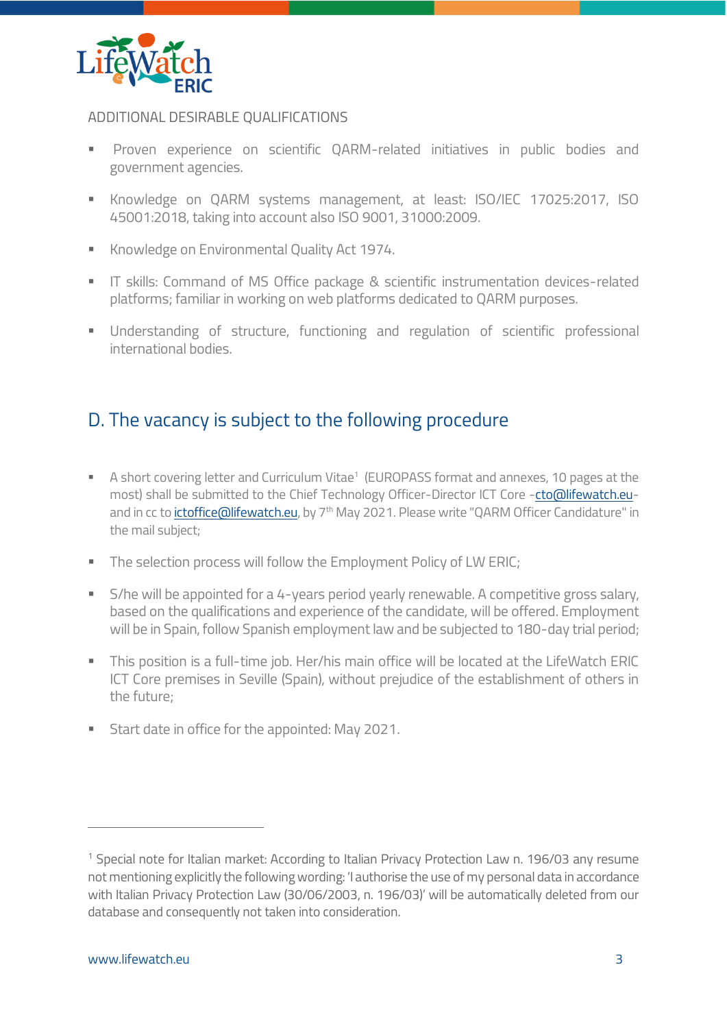ADDITIONAL DESIRABLE QUALIFICATIONS

- Proven experience on scientific QARM-related initiatives in public bodies and government agencies.
- Knowledge on QARM systems management, at least: ISO/IEC 17025:2017, ISO 45001:2018, taking into account also ISO 9001, 31000:2009.
- Knowledge on Environmental Quality Act 1974.
- IT skills: Command of MS Office package & scientific instrumentation devices-related platforms; familiar in working on web platforms dedicated to QARM purposes.
- Understanding of structure, functioning and regulation of scientific professional international bodies.

## D. The vacancy is subject to the following procedure

- A short covering letter and Curriculum Vitae[1] (EUROPASS format and annexes, 10 pages at the most) shall be submitted to the Chief Technology Officer-Director ICT Core -cto@lifewatch.eu- and in cc to ictoffice@lifewatch.eu, by 7th May 2021. Please write "QARM Officer Candidature" in the mail subject;
- The selection process will follow the Employment Policy of LW ERIC;
- S/he will be appointed for a 4-years period yearly renewable. A competitive gross salary, based on the qualifications and experience of the candidate, will be offered. Employment will be in Spain, follow Spanish employment law and be subjected to 180-day trial period;
- This position is a full-time job. Her/his main office will be located at the LifeWatch ERIC ICT Core premises in Seville (Spain), without prejudice of the establishment of others in the future;
- Start date in office for the appointed: May 2021.

[1] Special note for Italian market: According to Italian Privacy Protection Law n. 196/03 any resume not mentioning explicitly the following wording: 'I authorise the use of my personal data in accordance with Italian Privacy Protection Law (30/06/2003, n. 196/03)' will be automatically deleted from our database and consequently not taken into consideration.